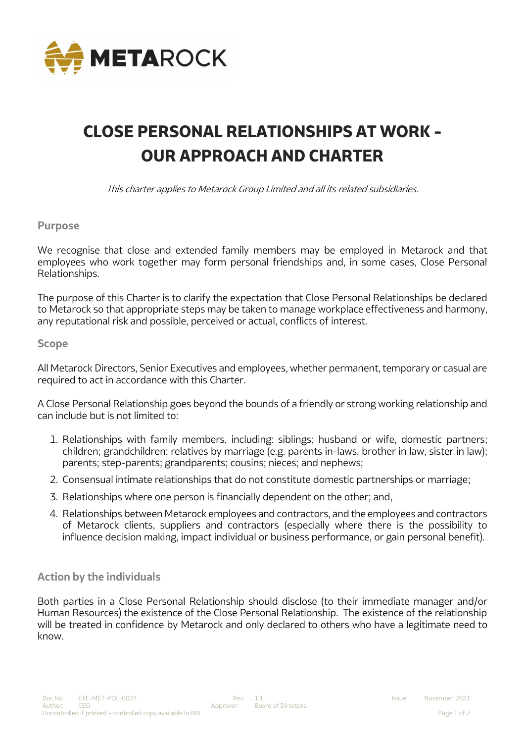# CLOSE PERSONAL RELATIONSHIPS AT WORK – OUR APPROACH AND CHARTER

*This charter applies to Metarock Group Limited and all its related subsidiaries.*

## Purpose

We recognise that close and extended family members may be employed in Metarock and that employees who work together may form personal friendships and, in some cases, Close Personal Relationships.

The purpose of this Charter is to clarify the expectation that Close Personal Relationships be declared to Metarock so that appropriate steps may be taken to manage workplace effectiveness and harmony, any reputational risk and possible, perceived or actual, conflicts of interest.

## Scope

All Metarock Directors, Senior Executives and employees, whether permanent, temporary or casual are required to act in accordance with this Charter.

A Close Personal Relationship goes beyond the bounds of a friendly or strong working relationship and can include but is not limited to:

1. Relationships with family members, including: siblings; husband or wife, domestic partners; children; grandchildren; relatives by marriage (e.g. parents in-laws, brother in law, sister in law); parents; step-parents; grandparents; cousins; nieces; and nephews;
2. Consensual intimate relationships that do not constitute domestic partnerships or marriage;
3. Relationships where one person is financially dependent on the other; and,
4. Relationships between Metarock employees and contractors, and the employees and contractors of Metarock clients, suppliers and contractors (especially where there is the possibility to influence decision making, impact individual or business performance, or gain personal benefit).

## Action by the individuals

Both parties in a Close Personal Relationship should disclose (to their immediate manager and/or Human Resources) the existence of the Close Personal Relationship. The existence of the relationship will be treated in confidence by Metarock and only declared to others who have a legitimate need to know.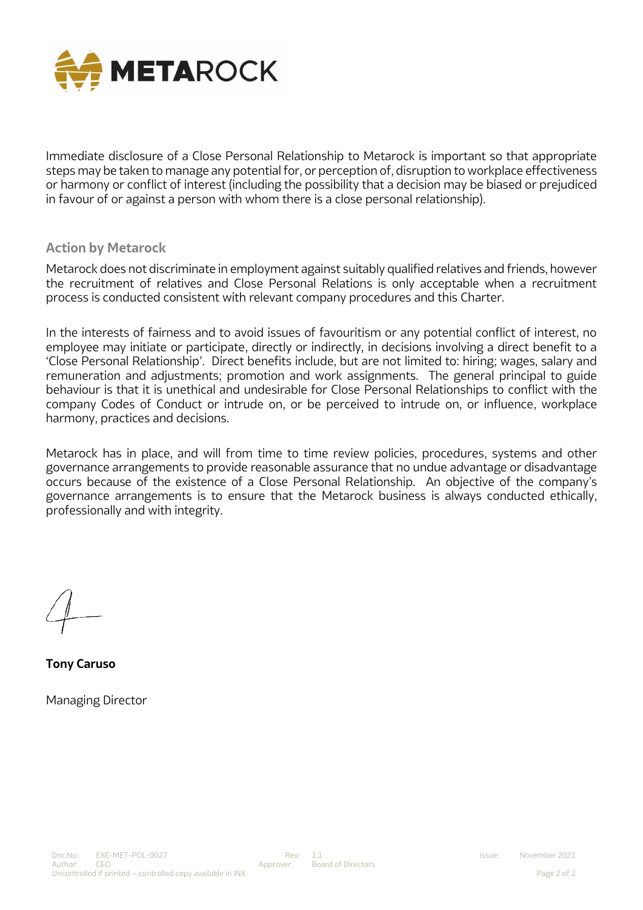Immediate disclosure of a Close Personal Relationship to Metarock is important so that appropriate steps may be taken to manage any potential for, or perception of, disruption to workplace effectiveness or harmony or conflict of interest (including the possibility that a decision may be biased or prejudiced in favour of or against a person with whom there is a close personal relationship).

### Action by Metarock

Metarock does not discriminate in employment against suitably qualified relatives and friends, however the recruitment of relatives and Close Personal Relations is only acceptable when a recruitment process is conducted consistent with relevant company procedures and this Charter.

In the interests of fairness and to avoid issues of favouritism or any potential conflict of interest, no employee may initiate or participate, directly or indirectly, in decisions involving a direct benefit to a 'Close Personal Relationship'. Direct benefits include, but are not limited to: hiring; wages, salary and remuneration and adjustments; promotion and work assignments. The general principal to guide behaviour is that it is unethical and undesirable for Close Personal Relationships to conflict with the company Codes of Conduct or intrude on, or be perceived to intrude on, or influence, workplace harmony, practices and decisions.

Metarock has in place, and will from time to time review policies, procedures, systems and other governance arrangements to provide reasonable assurance that no undue advantage or disadvantage occurs because of the existence of a Close Personal Relationship. An objective of the company's governance arrangements is to ensure that the Metarock business is always conducted ethically, professionally and with integrity.

**Tony Caruso**

Managing Director